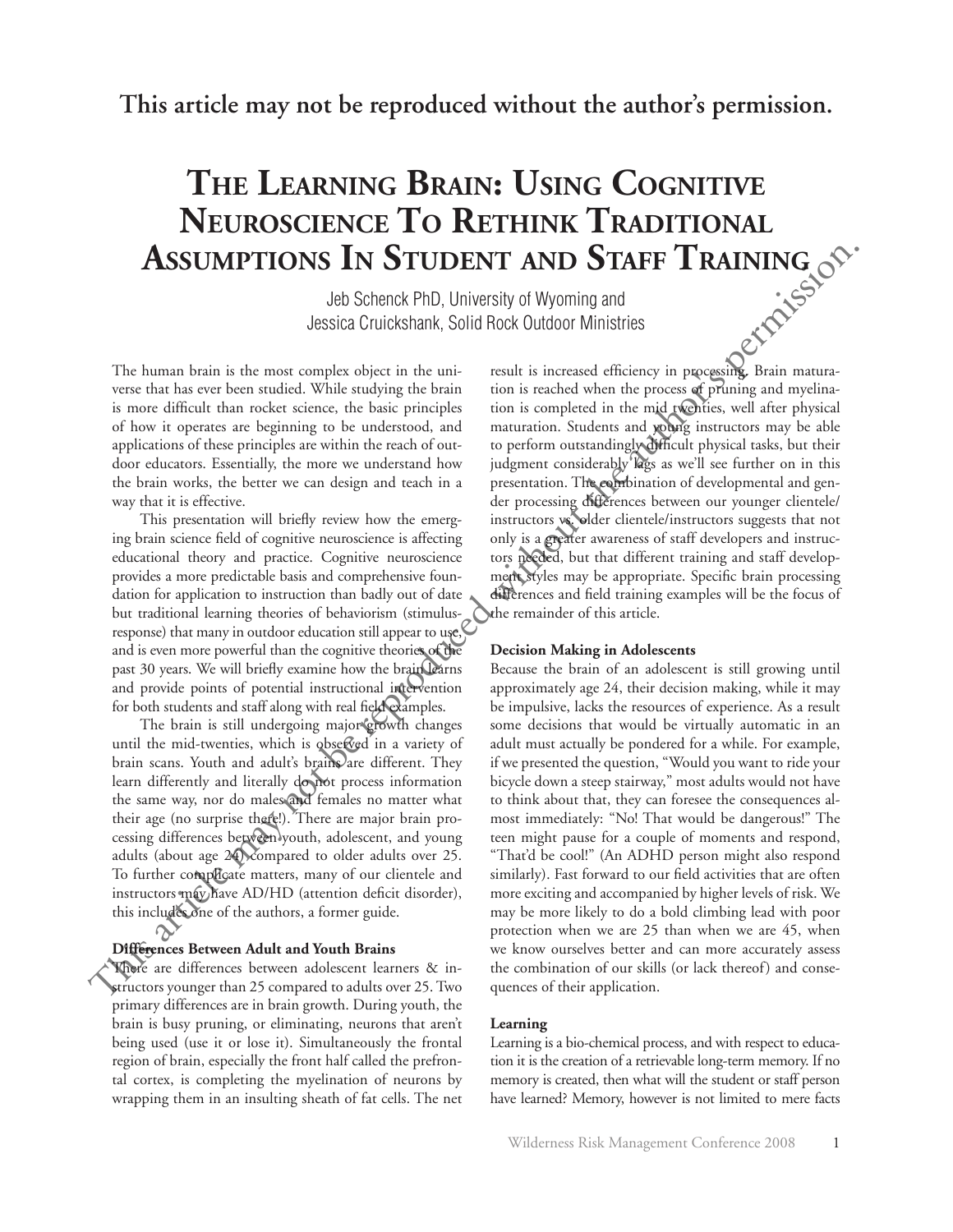**This article may not be reproduced without the author's permission.**

# The Learning Brain: Using Cognitive Neuroscience To Rethink Traditional Assumptions In Student and Staff Training

Jeb Schenck PhD, University of Wyoming and
Jessica Cruickshank, Solid Rock Outdoor Ministries

The human brain is the most complex object in the universe that has ever been studied. While studying the brain is more difficult than rocket science, the basic principles of how it operates are beginning to be understood, and applications of these principles are within the reach of outdoor educators. Essentially, the more we understand how the brain works, the better we can design and teach in a way that it is effective.

This presentation will briefly review how the emerging brain science field of cognitive neuroscience is affecting educational theory and practice. Cognitive neuroscience provides a more predictable basis and comprehensive foundation for application to instruction than badly out of date but traditional learning theories of behaviorism (stimulus-response) that many in outdoor education still appear to use, and is even more powerful than the cognitive theories of the past 30 years. We will briefly examine how the brain learns and provide points of potential instructional intervention for both students and staff along with real field examples.

The brain is still undergoing major growth changes until the mid-twenties, which is observed in a variety of brain scans. Youth and adult's brains are different. They learn differently and literally do not process information the same way, nor do males and females no matter what their age (no surprise there!). There are major brain processing differences between youth, adolescent, and young adults (about age 24) compared to older adults over 25. To further complicate matters, many of our clientele and instructors may have AD/HD (attention deficit disorder), this includes one of the authors, a former guide.

### Differences Between Adult and Youth Brains

There are differences between adolescent learners & instructors younger than 25 compared to adults over 25. Two primary differences are in brain growth. During youth, the brain is busy pruning, or eliminating, neurons that aren't being used (use it or lose it). Simultaneously the frontal region of brain, especially the front half called the prefrontal cortex, is completing the myelination of neurons by wrapping them in an insulting sheath of fat cells. The net result is increased efficiency in processing. Brain maturation is reached when the process of pruning and myelination is completed in the mid twenties, well after physical maturation. Students and young instructors may be able to perform outstandingly difficult physical tasks, but their judgment considerably lags as we'll see further on in this presentation. The combination of developmental and gender processing differences between our younger clientele/instructors vs. older clientele/instructors suggests that not only is a greater awareness of staff developers and instructors needed, but that different training and staff development styles may be appropriate. Specific brain processing differences and field training examples will be the focus of the remainder of this article.

### Decision Making in Adolescents

Because the brain of an adolescent is still growing until approximately age 24, their decision making, while it may be impulsive, lacks the resources of experience. As a result some decisions that would be virtually automatic in an adult must actually be pondered for a while. For example, if we presented the question, "Would you want to ride your bicycle down a steep stairway," most adults would not have to think about that, they can foresee the consequences almost immediately: "No! That would be dangerous!" The teen might pause for a couple of moments and respond, "That'd be cool!" (An ADHD person might also respond similarly). Fast forward to our field activities that are often more exciting and accompanied by higher levels of risk. We may be more likely to do a bold climbing lead with poor protection when we are 25 than when we are 45, when we know ourselves better and can more accurately assess the combination of our skills (or lack thereof) and consequences of their application.

### Learning

Learning is a bio-chemical process, and with respect to education it is the creation of a retrievable long-term memory. If no memory is created, then what will the student or staff person have learned? Memory, however is not limited to mere facts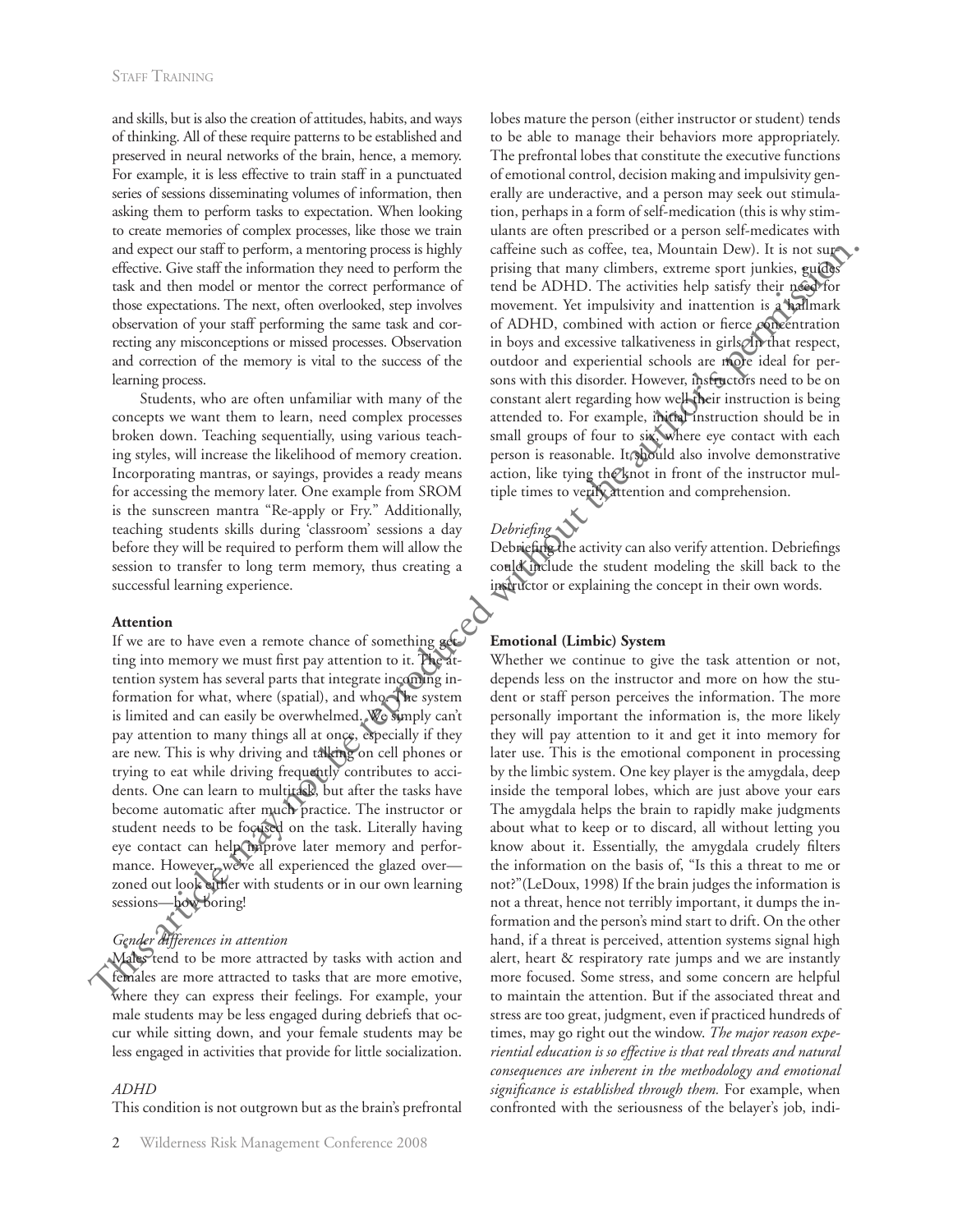and skills, but is also the creation of attitudes, habits, and ways of thinking. All of these require patterns to be established and preserved in neural networks of the brain, hence, a memory. For example, it is less effective to train staff in a punctuated series of sessions disseminating volumes of information, then asking them to perform tasks to expectation. When looking to create memories of complex processes, like those we train and expect our staff to perform, a mentoring process is highly effective. Give staff the information they need to perform the task and then model or mentor the correct performance of those expectations. The next, often overlooked, step involves observation of your staff performing the same task and correcting any misconceptions or missed processes. Observation and correction of the memory is vital to the success of the learning process.

Students, who are often unfamiliar with many of the concepts we want them to learn, need complex processes broken down. Teaching sequentially, using various teaching styles, will increase the likelihood of memory creation. Incorporating mantras, or sayings, provides a ready means for accessing the memory later. One example from SROM is the sunscreen mantra "Re-apply or Fry." Additionally, teaching students skills during 'classroom' sessions a day before they will be required to perform them will allow the session to transfer to long term memory, thus creating a successful learning experience.

**Attention**

If we are to have even a remote chance of something getting into memory we must first pay attention to it. The attention system has several parts that integrate incoming information for what, where (spatial), and who. The system is limited and can easily be overwhelmed. We simply can't pay attention to many things all at once, especially if they are new. This is why driving and talking on cell phones or trying to eat while driving frequently contributes to accidents. One can learn to multitask, but after the tasks have become automatic after much practice. The instructor or student needs to be focused on the task. Literally having eye contact can help improve later memory and performance. However, we've all experienced the glazed over—zoned out look either with students or in our own learning sessions—how boring!

*Gender differences in attention*

Males tend to be more attracted by tasks with action and females are more attracted to tasks that are more emotive, where they can express their feelings. For example, your male students may be less engaged during debriefs that occur while sitting down, and your female students may be less engaged in activities that provide for little socialization.

*ADHD*

This condition is not outgrown but as the brain's prefrontal lobes mature the person (either instructor or student) tends to be able to manage their behaviors more appropriately. The prefrontal lobes that constitute the executive functions of emotional control, decision making and impulsivity generally are underactive, and a person may seek out stimulation, perhaps in a form of self-medication (this is why stimulants are often prescribed or a person self-medicates with caffeine such as coffee, tea, Mountain Dew). It is not surprising that many climbers, extreme sport junkies, guides tend be ADHD. The activities help satisfy their need for movement. Yet impulsivity and inattention is a hallmark of ADHD, combined with action or fierce concentration in boys and excessive talkativeness in girls. In that respect, outdoor and experiential schools are more ideal for persons with this disorder. However, instructors need to be on constant alert regarding how well their instruction is being attended to. For example, initial instruction should be in small groups of four to six where eye contact with each person is reasonable. It should also involve demonstrative action, like tying the knot in front of the instructor multiple times to verify attention and comprehension.

*Debriefing*

Debriefing the activity can also verify attention. Debriefings could include the student modeling the skill back to the instructor or explaining the concept in their own words.

**Emotional (Limbic) System**

Whether we continue to give the task attention or not, depends less on the instructor and more on how the student or staff person perceives the information. The more personally important the information is, the more likely they will pay attention to it and get it into memory for later use. This is the emotional component in processing by the limbic system. One key player is the amygdala, deep inside the temporal lobes, which are just above your ears The amygdala helps the brain to rapidly make judgments about what to keep or to discard, all without letting you know about it. Essentially, the amygdala crudely filters the information on the basis of, "Is this a threat to me or not?"(LeDoux, 1998) If the brain judges the information is not a threat, hence not terribly important, it dumps the information and the person's mind start to drift. On the other hand, if a threat is perceived, attention systems signal high alert, heart & respiratory rate jumps and we are instantly more focused. Some stress, and some concern are helpful to maintain the attention. But if the associated threat and stress are too great, judgment, even if practiced hundreds of times, may go right out the window. *The major reason experiential education is so effective is that real threats and natural consequences are inherent in the methodology and emotional significance is established through them.* For example, when confronted with the seriousness of the belayer's job, indi-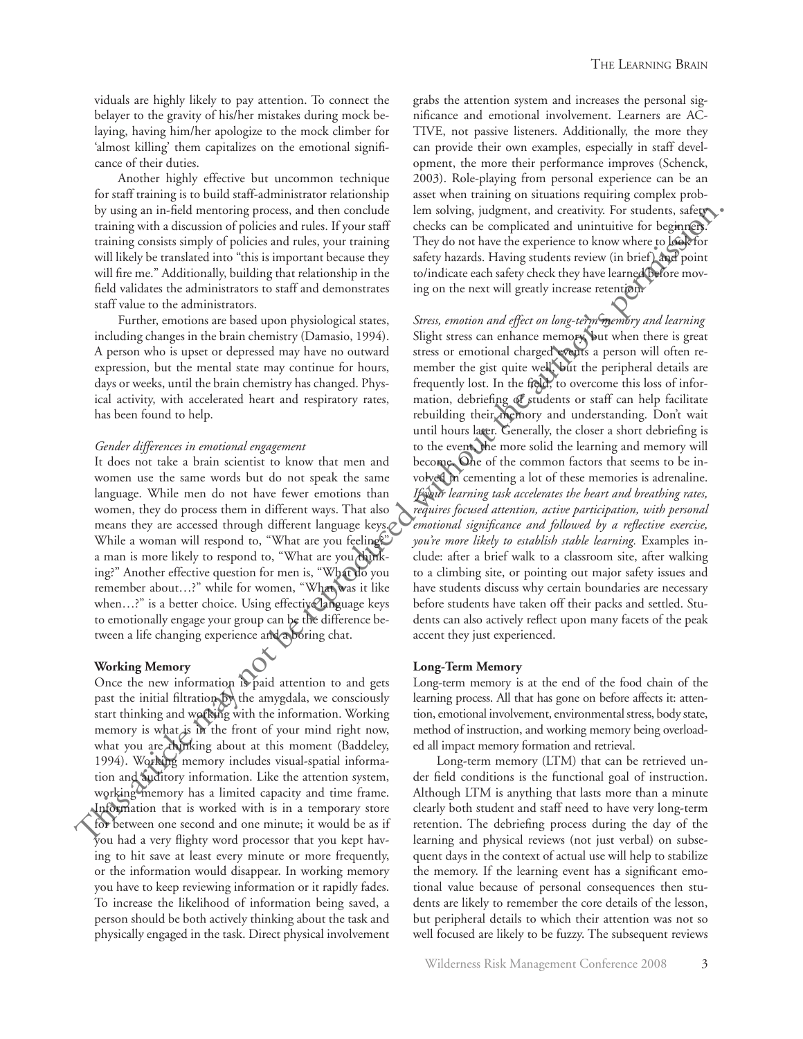viduals are highly likely to pay attention. To connect the belayer to the gravity of his/her mistakes during mock belaying, having him/her apologize to the mock climber for 'almost killing' them capitalizes on the emotional significance of their duties.

Another highly effective but uncommon technique for staff training is to build staff-administrator relationship by using an in-field mentoring process, and then conclude training with a discussion of policies and rules. If your staff training consists simply of policies and rules, your training will likely be translated into "this is important because they will fire me." Additionally, building that relationship in the field validates the administrators to staff and demonstrates staff value to the administrators.

Further, emotions are based upon physiological states, including changes in the brain chemistry (Damasio, 1994). A person who is upset or depressed may have no outward expression, but the mental state may continue for hours, days or weeks, until the brain chemistry has changed. Physical activity, with accelerated heart and respiratory rates, has been found to help.

*Gender differences in emotional engagement*

It does not take a brain scientist to know that men and women use the same words but do not speak the same language. While men do not have fewer emotions than women, they do process them in different ways. That also means they are accessed through different language keys. While a woman will respond to, "What are you feeling?" a man is more likely to respond to, "What are you thinking?" Another effective question for men is, "What do you remember about…?" while for women, "What was it like when…?" is a better choice. Using effective language keys to emotionally engage your group can be the difference between a life changing experience and a boring chat.

**Working Memory**

Once the new information is paid attention to and gets past the initial filtration by the amygdala, we consciously start thinking and working with the information. Working memory is what is in the front of your mind right now, what you are thinking about at this moment (Baddeley, 1994). Working memory includes visual-spatial information and auditory information. Like the attention system, working memory has a limited capacity and time frame. Information that is worked with is in a temporary store for between one second and one minute; it would be as if you had a very flighty word processor that you kept having to hit save at least every minute or more frequently, or the information would disappear. In working memory you have to keep reviewing information or it rapidly fades. To increase the likelihood of information being saved, a person should be both actively thinking about the task and physically engaged in the task. Direct physical involvement grabs the attention system and increases the personal significance and emotional involvement. Learners are ACTIVE, not passive listeners. Additionally, the more they can provide their own examples, especially in staff development, the more their performance improves (Schenck, 2003). Role-playing from personal experience can be an asset when training on situations requiring complex problem solving, judgment, and creativity. For students, safety checks can be complicated and unintuitive for beginners. They do not have the experience to know where to look for safety hazards. Having students review (in brief) and point to/indicate each safety check they have learned before moving on the next will greatly increase retention.

*Stress, emotion and effect on long-term memory and learning*

Slight stress can enhance memory, but when there is great stress or emotional charged events a person will often remember the gist quite well, but the peripheral details are frequently lost. In the field, to overcome this loss of information, debriefing of students or staff can help facilitate rebuilding their memory and understanding. Don't wait until hours later. Generally, the closer a short debriefing is to the event, the more solid the learning and memory will become. One of the common factors that seems to be involved in cementing a lot of these memories is adrenaline. *If your learning task accelerates the heart and breathing rates, requires focused attention, active participation, with personal emotional significance and followed by a reflective exercise, you're more likely to establish stable learning.* Examples include: after a brief walk to a classroom site, after walking to a climbing site, or pointing out major safety issues and have students discuss why certain boundaries are necessary before students have taken off their packs and settled. Students can also actively reflect upon many facets of the peak accent they just experienced.

**Long-Term Memory**

Long-term memory is at the end of the food chain of the learning process. All that has gone on before affects it: attention, emotional involvement, environmental stress, body state, method of instruction, and working memory being overloaded all impact memory formation and retrieval.

Long-term memory (LTM) that can be retrieved under field conditions is the functional goal of instruction. Although LTM is anything that lasts more than a minute clearly both student and staff need to have very long-term retention. The debriefing process during the day of the learning and physical reviews (not just verbal) on subsequent days in the context of actual use will help to stabilize the memory. If the learning event has a significant emotional value because of personal consequences then students are likely to remember the core details of the lesson, but peripheral details to which their attention was not so well focused are likely to be fuzzy. The subsequent reviews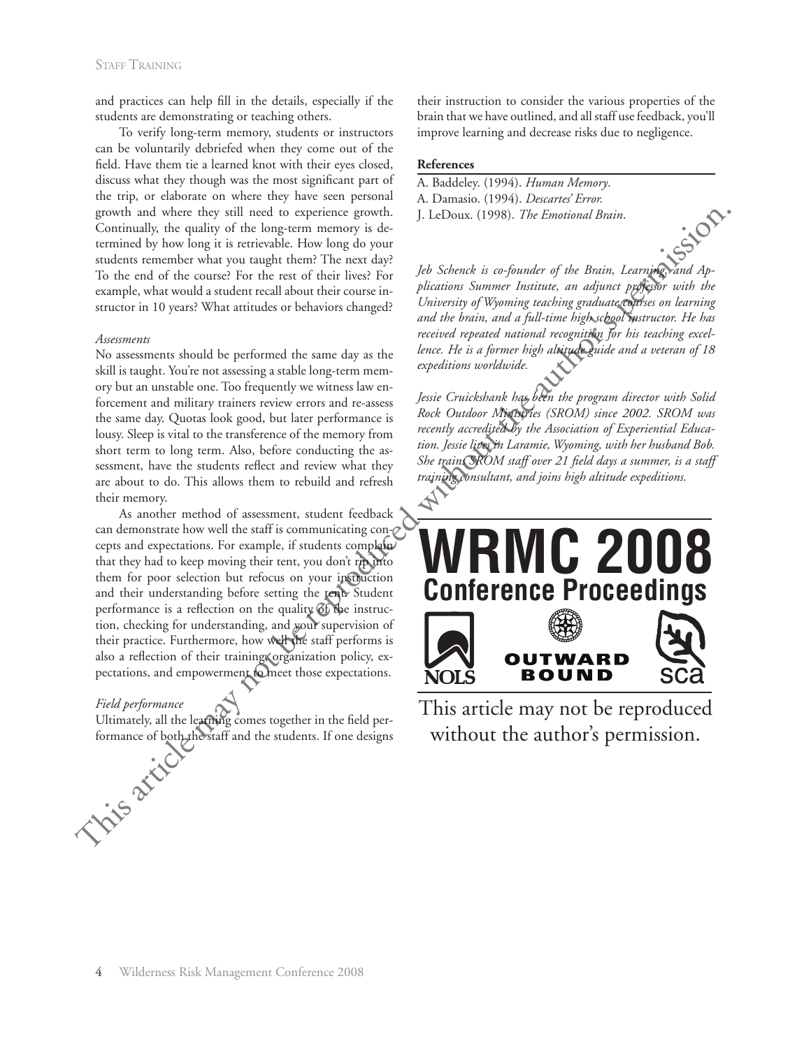and practices can help fill in the details, especially if the students are demonstrating or teaching others.

To verify long-term memory, students or instructors can be voluntarily debriefed when they come out of the field. Have them tie a learned knot with their eyes closed, discuss what they though was the most significant part of the trip, or elaborate on where they have seen personal growth and where they still need to experience growth. Continually, the quality of the long-term memory is determined by how long it is retrievable. How long do your students remember what you taught them? The next day? To the end of the course? For the rest of their lives? For example, what would a student recall about their course instructor in 10 years? What attitudes or behaviors changed?

*Assessments*

No assessments should be performed the same day as the skill is taught. You're not assessing a stable long-term memory but an unstable one. Too frequently we witness law enforcement and military trainers review errors and re-assess the same day. Quotas look good, but later performance is lousy. Sleep is vital to the transference of the memory from short term to long term. Also, before conducting the assessment, have the students reflect and review what they are about to do. This allows them to rebuild and refresh their memory.

As another method of assessment, student feedback can demonstrate how well the staff is communicating concepts and expectations. For example, if students complain that they had to keep moving their tent, you don't rip into them for poor selection but refocus on your instruction and their understanding before setting the tent. Student performance is a reflection on the quality of the instruction, checking for understanding, and your supervision of their practice. Furthermore, how well the staff performs is also a reflection of their training, organization policy, expectations, and empowerment to meet those expectations.

*Field performance*

Ultimately, all the learning comes together in the field performance of both the staff and the students. If one designs their instruction to consider the various properties of the brain that we have outlined, and all staff use feedback, you'll improve learning and decrease risks due to negligence.

**References**

A. Baddeley. (1994). *Human Memory*.
A. Damasio. (1994). *Descartes' Error.*
J. LeDoux. (1998). *The Emotional Brain*.

*Jeb Schenck is co-founder of the Brain, Learning, and Applications Summer Institute, an adjunct professor with the University of Wyoming teaching graduate courses on learning and the brain, and a full-time high school instructor. He has received repeated national recognition for his teaching excellence. He is a former high altitude guide and a veteran of 18 expeditions worldwide.*

*Jessie Cruickshank has been the program director with Solid Rock Outdoor Ministries (SROM) since 2002. SROM was recently accredited by the Association of Experiential Education. Jessie lives in Laramie, Wyoming, with her husband Bob. She trains SROM staff over 21 field days a summer, is a staff training consultant, and joins high altitude expeditions.*

**WRMC 2008**
**Conference Proceedings**

NOLS OUTWARD BOUND SCA

This article may not be reproduced without the author's permission.